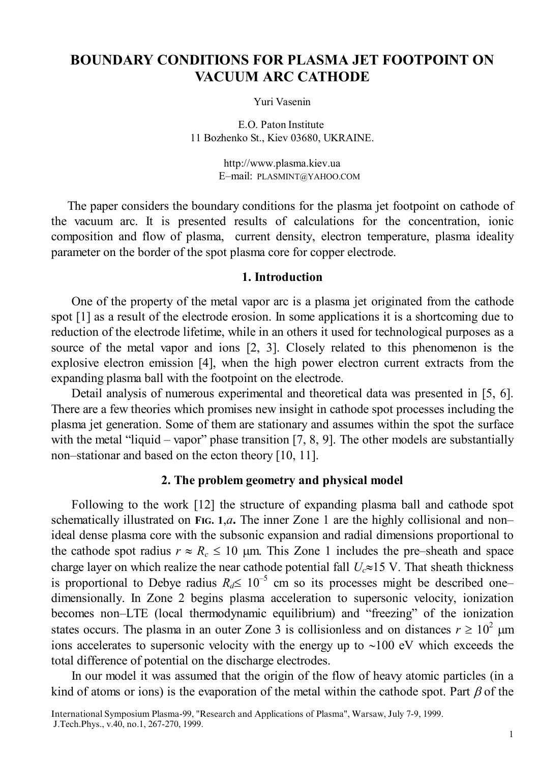# BOUNDARY CONDITIONS FOR PLASMA JET FOOTPOINT ON VACUUM ARC CATHODE

Yuri Vasenin

E.O. Paton Institute
11 Bozhenko St., Kiev 03680, UKRAINE.

http://www.plasma.kiev.ua
E–mail: PLASMINT@YAHOO.COM

The paper considers the boundary conditions for the plasma jet footpoint on cathode of the vacuum arc. It is presented results of calculations for the concentration, ionic composition and flow of plasma, current density, electron temperature, plasma ideality parameter on the border of the spot plasma core for copper electrode.

## 1. Introduction

One of the property of the metal vapor arc is a plasma jet originated from the cathode spot [1] as a result of the electrode erosion. In some applications it is a shortcoming due to reduction of the electrode lifetime, while in an others it used for technological purposes as a source of the metal vapor and ions [2, 3]. Closely related to this phenomenon is the explosive electron emission [4], when the high power electron current extracts from the expanding plasma ball with the footpoint on the electrode.

Detail analysis of numerous experimental and theoretical data was presented in [5, 6]. There are a few theories which promises new insight in cathode spot processes including the plasma jet generation. Some of them are stationary and assumes within the spot the surface with the metal "liquid – vapor" phase transition [7, 8, 9]. The other models are substantially non–stationar and based on the ecton theory [10, 11].

## 2. The problem geometry and physical model

Following to the work [12] the structure of expanding plasma ball and cathode spot schematically illustrated on **FIG. 1,*a***. The inner Zone 1 are the highly collisional and non–ideal dense plasma core with the subsonic expansion and radial dimensions proportional to the cathode spot radius $r \approx R_c \leq 10$ μm. This Zone 1 includes the pre–sheath and space charge layer on which realize the near cathode potential fall $U_c \approx 15$ V. That sheath thickness is proportional to Debye radius $R_d \leq 10^{-5}$ cm so its processes might be described one–dimensionally. In Zone 2 begins plasma acceleration to supersonic velocity, ionization becomes non–LTE (local thermodynamic equilibrium) and "freezing" of the ionization states occurs. The plasma in an outer Zone 3 is collisionless and on distances $r \geq 10^2$ μm ions accelerates to supersonic velocity with the energy up to ∼100 eV which exceeds the total difference of potential on the discharge electrodes.

In our model it was assumed that the origin of the flow of heavy atomic particles (in a kind of atoms or ions) is the evaporation of the metal within the cathode spot. Part $\beta$ of the

International Symposium Plasma-99, "Research and Applications of Plasma", Warsaw, July 7-9, 1999.
J.Tech.Phys., v.40, no.1, 267-270, 1999.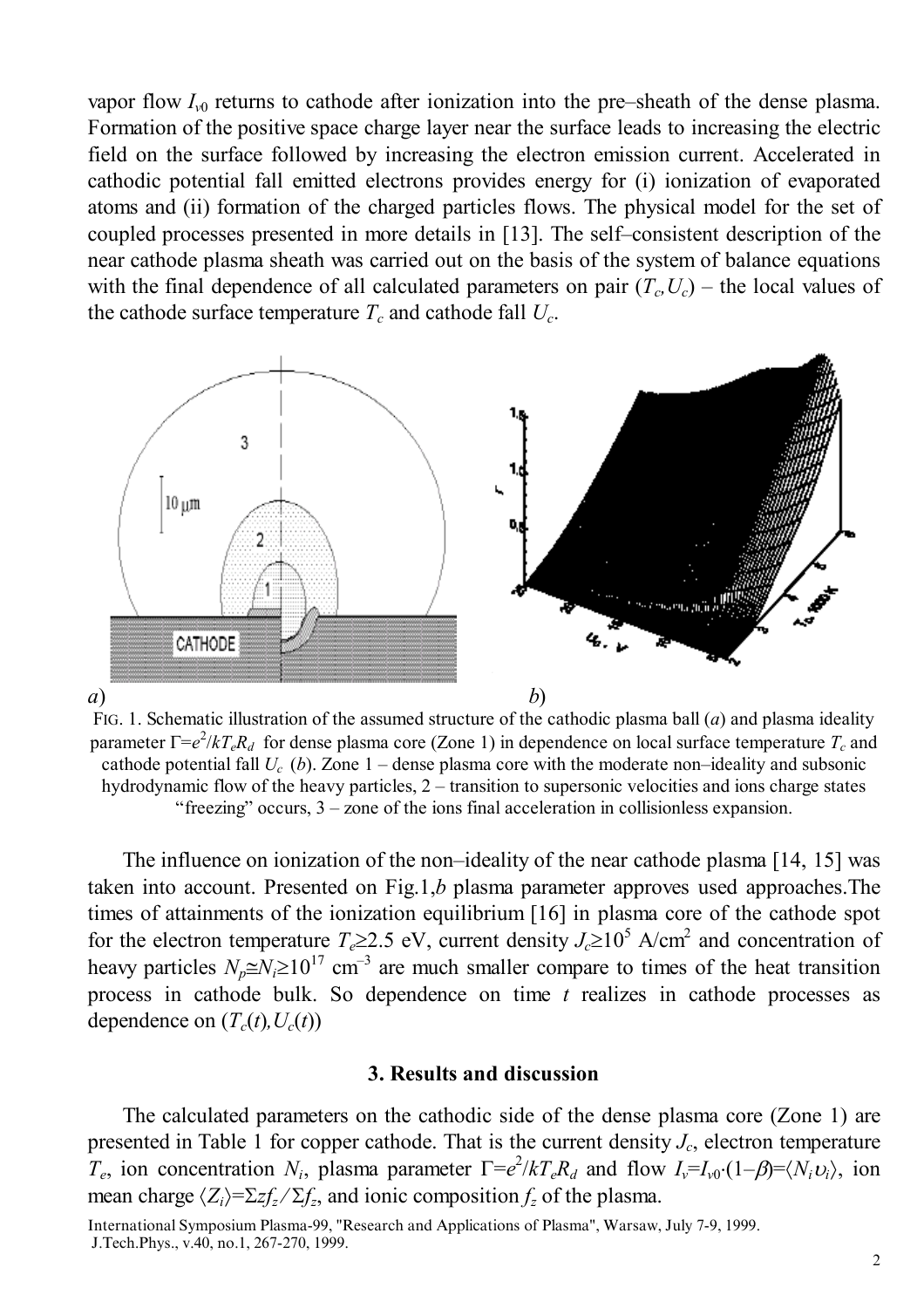vapor flow $I_{v0}$ returns to cathode after ionization into the pre–sheath of the dense plasma. Formation of the positive space charge layer near the surface leads to increasing the electric field on the surface followed by increasing the electron emission current. Accelerated in cathodic potential fall emitted electrons provides energy for (i) ionization of evaporated atoms and (ii) formation of the charged particles flows. The physical model for the set of coupled processes presented in more details in [13]. The self–consistent description of the near cathode plasma sheath was carried out on the basis of the system of balance equations with the final dependence of all calculated parameters on pair $(T_c, U_c)$ – the local values of the cathode surface temperature $T_c$ and cathode fall $U_c$.

*a*) *b*)

FIG. 1. Schematic illustration of the assumed structure of the cathodic plasma ball (*a*) and plasma ideality parameter $\Gamma=e^2/kT_eR_d$ for dense plasma core (Zone 1) in dependence on local surface temperature $T_c$ and cathode potential fall $U_c$ (*b*). Zone 1 – dense plasma core with the moderate non–ideality and subsonic hydrodynamic flow of the heavy particles, 2 – transition to supersonic velocities and ions charge states "freezing" occurs, 3 – zone of the ions final acceleration in collisionless expansion.

The influence on ionization of the non–ideality of the near cathode plasma [14, 15] was taken into account. Presented on Fig.1,*b* plasma parameter approves used approaches.The times of attainments of the ionization equilibrium [16] in plasma core of the cathode spot for the electron temperature $T_e \geq 2.5$ eV, current density $J_c \geq 10^5$ A/cm$^2$ and concentration of heavy particles $N_p \cong N_i \geq 10^{17}$ cm$^{-3}$ are much smaller compare to times of the heat transition process in cathode bulk. So dependence on time $t$ realizes in cathode processes as dependence on $(T_c(t), U_c(t))$

## 3. Results and discussion

The calculated parameters on the cathodic side of the dense plasma core (Zone 1) are presented in Table 1 for copper cathode. That is the current density $J_c$, electron temperature $T_e$, ion concentration $N_i$, plasma parameter $\Gamma=e^2/kT_eR_d$ and flow $I_v=I_{v0}\cdot(1-\beta)=\langle N_i\upsilon_i\rangle$, ion mean charge $\langle Z_i\rangle=\Sigma zf_z/\Sigma f_z$, and ionic composition $f_z$ of the plasma.

International Symposium Plasma-99, "Research and Applications of Plasma", Warsaw, July 7-9, 1999.
J.Tech.Phys., v.40, no.1, 267-270, 1999.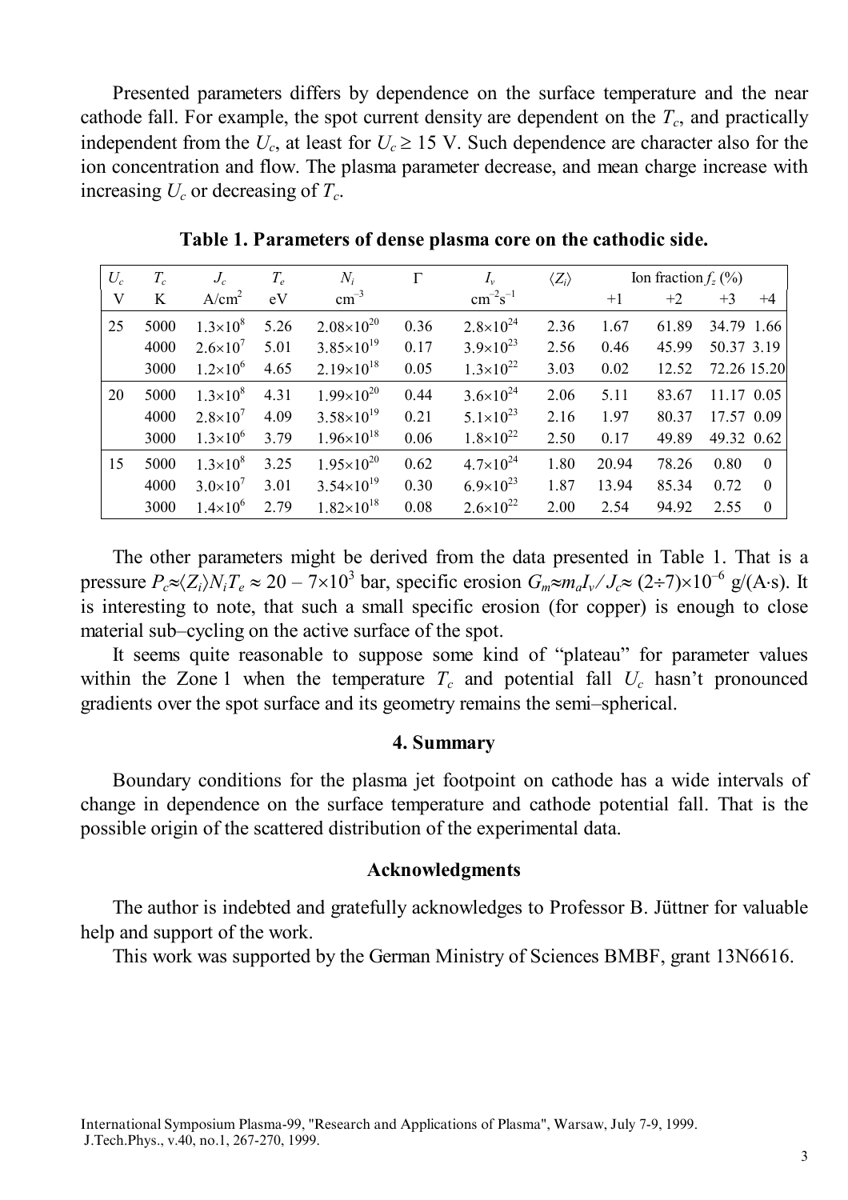Presented parameters differs by dependence on the surface temperature and the near cathode fall. For example, the spot current density are dependent on the $T_c$, and practically independent from the $U_c$, at least for $U_c \geq 15$ V. Such dependence are character also for the ion concentration and flow. The plasma parameter decrease, and mean charge increase with increasing $U_c$ or decreasing of $T_c$.

**Table 1. Parameters of dense plasma core on the cathodic side.**

| $U_c$ | $T_c$ | $J_c$ | $T_e$ | $N_i$ | $\Gamma$ | $I_v$ | $\langle Z_i \rangle$ | Ion fraction $f_z$ (%) | | | |
|---|---|---|---|---|---|---|---|---|---|---|---|
| V | K | A/cm$^2$ | eV | cm$^{-3}$ | | cm$^{-2}$s$^{-1}$ | | +1 | +2 | +3 | +4 |
| 25 | 5000 | $1.3\times10^8$ | 5.26 | $2.08\times10^{20}$ | 0.36 | $2.8\times10^{24}$ | 2.36 | 1.67 | 61.89 | 34.79 | 1.66 |
| | 4000 | $2.6\times10^7$ | 5.01 | $3.85\times10^{19}$ | 0.17 | $3.9\times10^{23}$ | 2.56 | 0.46 | 45.99 | 50.37 | 3.19 |
| | 3000 | $1.2\times10^6$ | 4.65 | $2.19\times10^{18}$ | 0.05 | $1.3\times10^{22}$ | 3.03 | 0.02 | 12.52 | 72.26 | 15.20 |
| 20 | 5000 | $1.3\times10^8$ | 4.31 | $1.99\times10^{20}$ | 0.44 | $3.6\times10^{24}$ | 2.06 | 5.11 | 83.67 | 11.17 | 0.05 |
| | 4000 | $2.8\times10^7$ | 4.09 | $3.58\times10^{19}$ | 0.21 | $5.1\times10^{23}$ | 2.16 | 1.97 | 80.37 | 17.57 | 0.09 |
| | 3000 | $1.3\times10^6$ | 3.79 | $1.96\times10^{18}$ | 0.06 | $1.8\times10^{22}$ | 2.50 | 0.17 | 49.89 | 49.32 | 0.62 |
| 15 | 5000 | $1.3\times10^8$ | 3.25 | $1.95\times10^{20}$ | 0.62 | $4.7\times10^{24}$ | 1.80 | 20.94 | 78.26 | 0.80 | 0 |
| | 4000 | $3.0\times10^7$ | 3.01 | $3.54\times10^{19}$ | 0.30 | $6.9\times10^{23}$ | 1.87 | 13.94 | 85.34 | 0.72 | 0 |
| | 3000 | $1.4\times10^6$ | 2.79 | $1.82\times10^{18}$ | 0.08 | $2.6\times10^{22}$ | 2.00 | 2.54 | 94.92 | 2.55 | 0 |

The other parameters might be derived from the data presented in Table 1. That is a pressure $P_c \approx \langle Z_i \rangle N_i T_e \approx 20 - 7\times10^3$ bar, specific erosion $G_m \approx m_a I_v / J_c \approx (2\div7)\times10^{-6}$ g/(A·s). It is interesting to note, that such a small specific erosion (for copper) is enough to close material sub–cycling on the active surface of the spot.

It seems quite reasonable to suppose some kind of "plateau" for parameter values within the Zone 1 when the temperature $T_c$ and potential fall $U_c$ hasn't pronounced gradients over the spot surface and its geometry remains the semi–spherical.

## 4. Summary

Boundary conditions for the plasma jet footpoint on cathode has a wide intervals of change in dependence on the surface temperature and cathode potential fall. That is the possible origin of the scattered distribution of the experimental data.

## Acknowledgments

The author is indebted and gratefully acknowledges to Professor B. Jüttner for valuable help and support of the work.

This work was supported by the German Ministry of Sciences BMBF, grant 13N6616.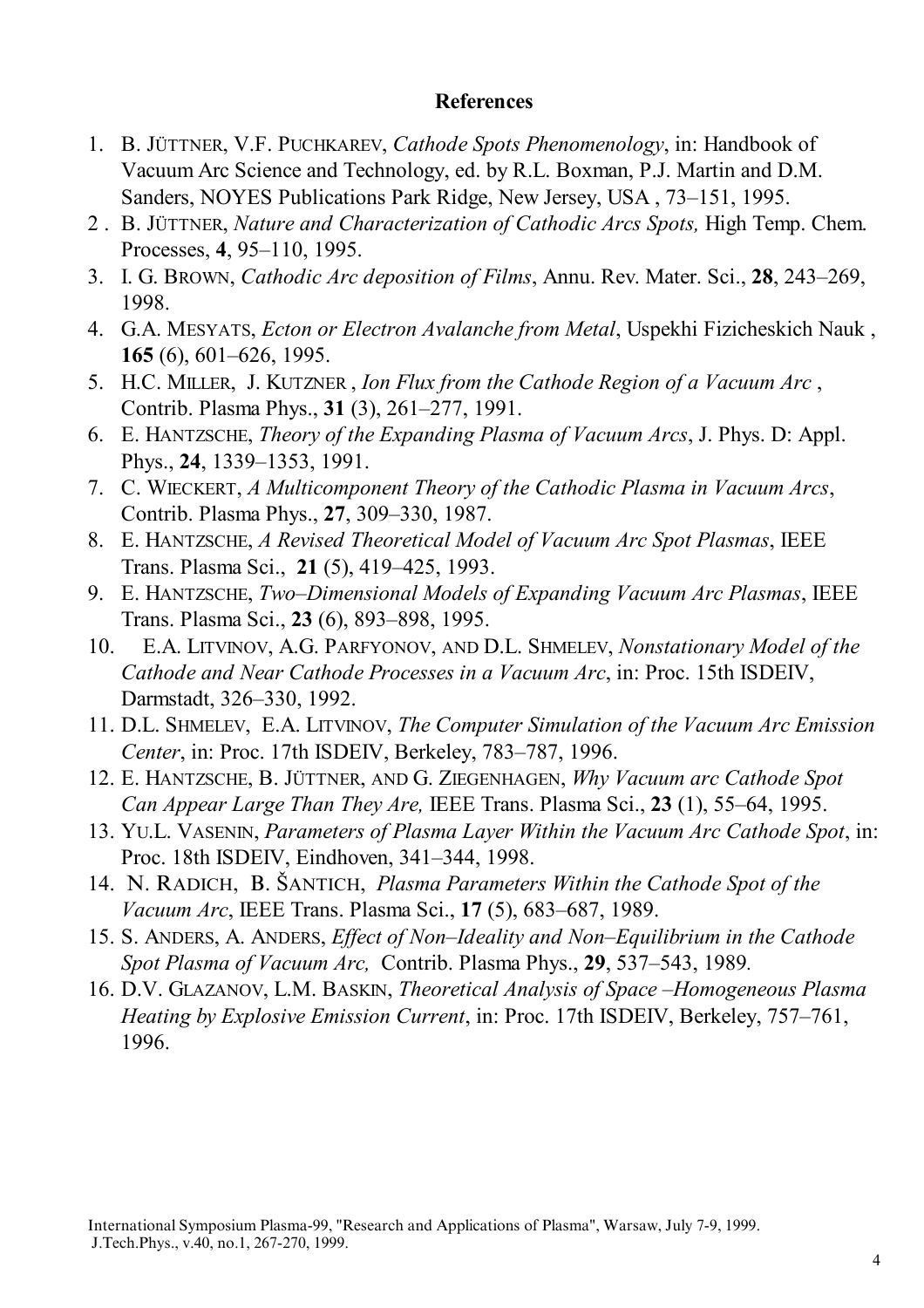**References**

1. B. JÜTTNER, V.F. PUCHKAREV, *Cathode Spots Phenomenology*, in: Handbook of Vacuum Arc Science and Technology, ed. by R.L. Boxman, P.J. Martin and D.M. Sanders, NOYES Publications Park Ridge, New Jersey, USA , 73–151, 1995.
2. B. JÜTTNER, *Nature and Characterization of Cathodic Arcs Spots,* High Temp. Chem. Processes, **4**, 95–110, 1995.
3. I. G. BROWN, *Cathodic Arc deposition of Films*, Annu. Rev. Mater. Sci., **28**, 243–269, 1998.
4. G.A. MESYATS, *Ecton or Electron Avalanche from Metal*, Uspekhi Fizicheskich Nauk , **165** (6), 601–626, 1995.
5. H.C. MILLER, J. KUTZNER , *Ion Flux from the Cathode Region of a Vacuum Arc* , Contrib. Plasma Phys., **31** (3), 261–277, 1991.
6. E. HANTZSCHE, *Theory of the Expanding Plasma of Vacuum Arcs*, J. Phys. D: Appl. Phys., **24**, 1339–1353, 1991.
7. C. WIECKERT, *A Multicomponent Theory of the Cathodic Plasma in Vacuum Arcs*, Contrib. Plasma Phys., **27**, 309–330, 1987.
8. E. HANTZSCHE, *A Revised Theoretical Model of Vacuum Arc Spot Plasmas*, IEEE Trans. Plasma Sci., **21** (5), 419–425, 1993.
9. E. HANTZSCHE, *Two–Dimensional Models of Expanding Vacuum Arc Plasmas*, IEEE Trans. Plasma Sci., **23** (6), 893–898, 1995.
10. E.A. LITVINOV, A.G. PARFYONOV, AND D.L. SHMELEV, *Nonstationary Model of the Cathode and Near Cathode Processes in a Vacuum Arc*, in: Proc. 15th ISDEIV, Darmstadt, 326–330, 1992.
11. D.L. SHMELEV, E.A. LITVINOV, *The Computer Simulation of the Vacuum Arc Emission Center*, in: Proc. 17th ISDEIV, Berkeley, 783–787, 1996.
12. E. HANTZSCHE, B. JÜTTNER, AND G. ZIEGENHAGEN, *Why Vacuum arc Cathode Spot Can Appear Large Than They Are,* IEEE Trans. Plasma Sci., **23** (1), 55–64, 1995.
13. YU.L. VASENIN, *Parameters of Plasma Layer Within the Vacuum Arc Cathode Spot*, in: Proc. 18th ISDEIV, Eindhoven, 341–344, 1998.
14. N. RADICH, B. ŠANTICH, *Plasma Parameters Within the Cathode Spot of the Vacuum Arc*, IEEE Trans. Plasma Sci., **17** (5), 683–687, 1989.
15. S. ANDERS, A. ANDERS, *Effect of Non–Ideality and Non–Equilibrium in the Cathode Spot Plasma of Vacuum Arc,* Contrib. Plasma Phys., **29**, 537–543, 1989.
16. D.V. GLAZANOV, L.M. BASKIN, *Theoretical Analysis of Space –Homogeneous Plasma Heating by Explosive Emission Current*, in: Proc. 17th ISDEIV, Berkeley, 757–761, 1996.